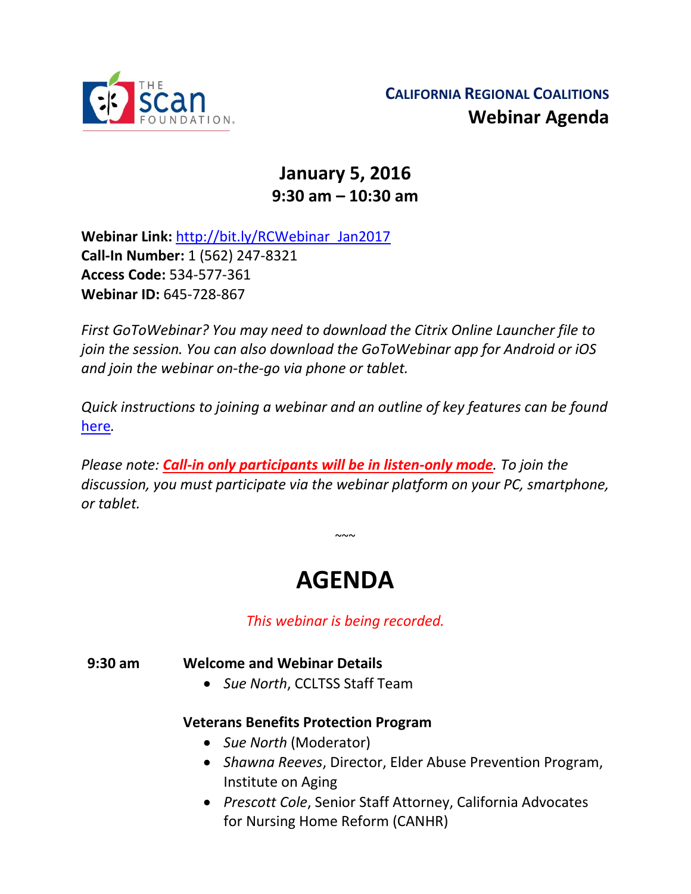**California Regional Coalitions**
**Webinar Agenda**

**January 5, 2016**
**9:30 am – 10:30 am**

**Webinar Link:** [http://bit.ly/RCWebinar_Jan2017](http://bit.ly/RCWebinar_Jan2017)
**Call-In Number:** 1 (562) 247-8321
**Access Code:** 534-577-361
**Webinar ID:** 645-728-867

*First GoToWebinar? You may need to download the Citrix Online Launcher file to join the session. You can also download the GoToWebinar app for Android or iOS and join the webinar on-the-go via phone or tablet.*

*Quick instructions to joining a webinar and an outline of key features can be found [here](#).*

*Please note: **Call-in only participants will be in listen-only mode**. To join the discussion, you must participate via the webinar platform on your PC, smartphone, or tablet.*

~~~

# AGENDA

*This webinar is being recorded.*

**9:30 am** **Welcome and Webinar Details**

- *Sue North*, CCLTSS Staff Team

**Veterans Benefits Protection Program**

- *Sue North* (Moderator)
- *Shawna Reeves*, Director, Elder Abuse Prevention Program, Institute on Aging
- *Prescott Cole*, Senior Staff Attorney, California Advocates for Nursing Home Reform (CANHR)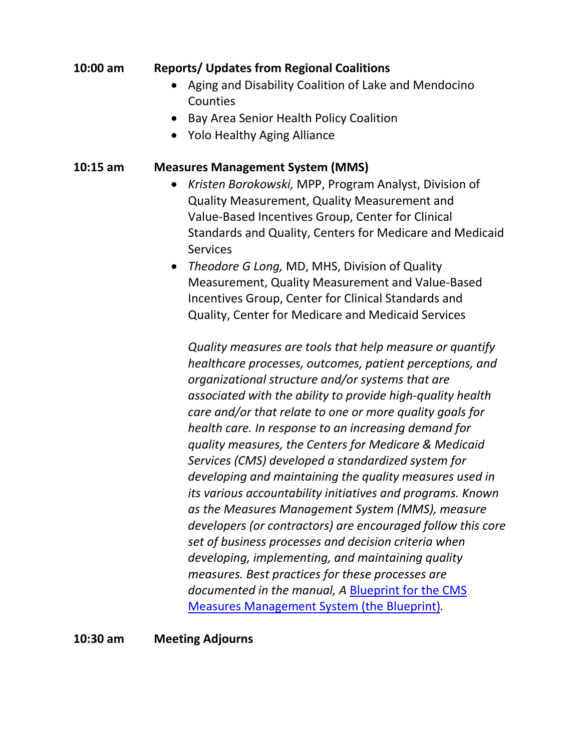**10:00 am** **Reports/ Updates from Regional Coalitions**

- Aging and Disability Coalition of Lake and Mendocino Counties
- Bay Area Senior Health Policy Coalition
- Yolo Healthy Aging Alliance

**10:15 am** **Measures Management System (MMS)**

- *Kristen Borokowski,* MPP, Program Analyst, Division of Quality Measurement, Quality Measurement and Value-Based Incentives Group, Center for Clinical Standards and Quality, Centers for Medicare and Medicaid Services
- *Theodore G Long,* MD, MHS, Division of Quality Measurement, Quality Measurement and Value-Based Incentives Group, Center for Clinical Standards and Quality, Center for Medicare and Medicaid Services

*Quality measures are tools that help measure or quantify healthcare processes, outcomes, patient perceptions, and organizational structure and/or systems that are associated with the ability to provide high-quality health care and/or that relate to one or more quality goals for health care. In response to an increasing demand for quality measures, the Centers for Medicare & Medicaid Services (CMS) developed a standardized system for developing and maintaining the quality measures used in its various accountability initiatives and programs. Known as the Measures Management System (MMS), measure developers (or contractors) are encouraged follow this core set of business processes and decision criteria when developing, implementing, and maintaining quality measures. Best practices for these processes are documented in the manual, A [Blueprint for the CMS Measures Management System (the Blueprint)](#).*

**10:30 am** **Meeting Adjourns**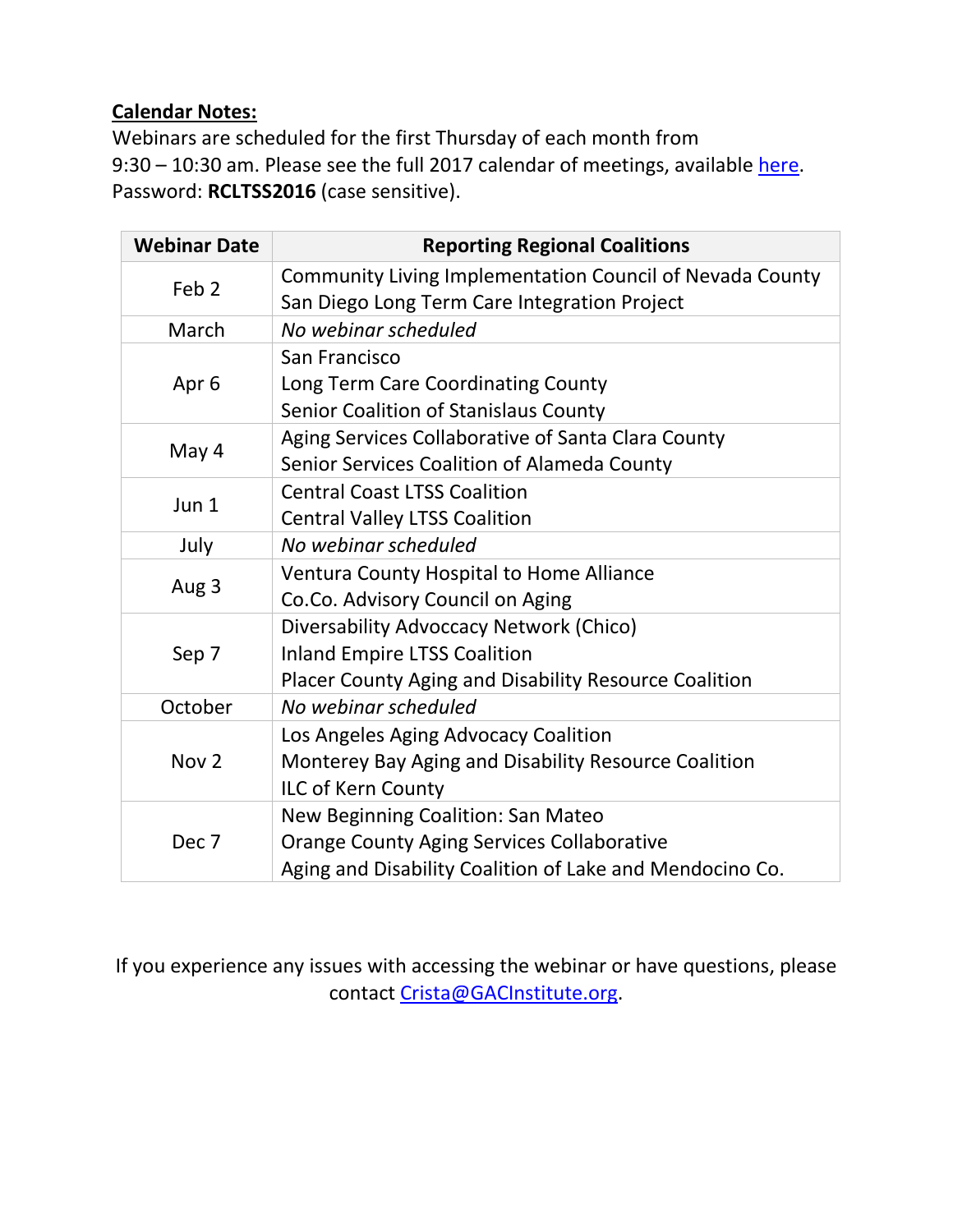**Calendar Notes:**

Webinars are scheduled for the first Thursday of each month from 9:30 – 10:30 am. Please see the full 2017 calendar of meetings, available [here](). Password: **RCLTSS2016** (case sensitive).

| Webinar Date | Reporting Regional Coalitions |
|---|---|
| Feb 2 | Community Living Implementation Council of Nevada County<br>San Diego Long Term Care Integration Project |
| March | *No webinar scheduled* |
| Apr 6 | San Francisco<br>Long Term Care Coordinating County<br>Senior Coalition of Stanislaus County |
| May 4 | Aging Services Collaborative of Santa Clara County<br>Senior Services Coalition of Alameda County |
| Jun 1 | Central Coast LTSS Coalition<br>Central Valley LTSS Coalition |
| July | *No webinar scheduled* |
| Aug 3 | Ventura County Hospital to Home Alliance<br>Co.Co. Advisory Council on Aging |
| Sep 7 | Diversability Advoccacy Network (Chico)<br>Inland Empire LTSS Coalition<br>Placer County Aging and Disability Resource Coalition |
| October | *No webinar scheduled* |
| Nov 2 | Los Angeles Aging Advocacy Coalition<br>Monterey Bay Aging and Disability Resource Coalition<br>ILC of Kern County |
| Dec 7 | New Beginning Coalition: San Mateo<br>Orange County Aging Services Collaborative<br>Aging and Disability Coalition of Lake and Mendocino Co. |

If you experience any issues with accessing the webinar or have questions, please contact Crista@GACInstitute.org.